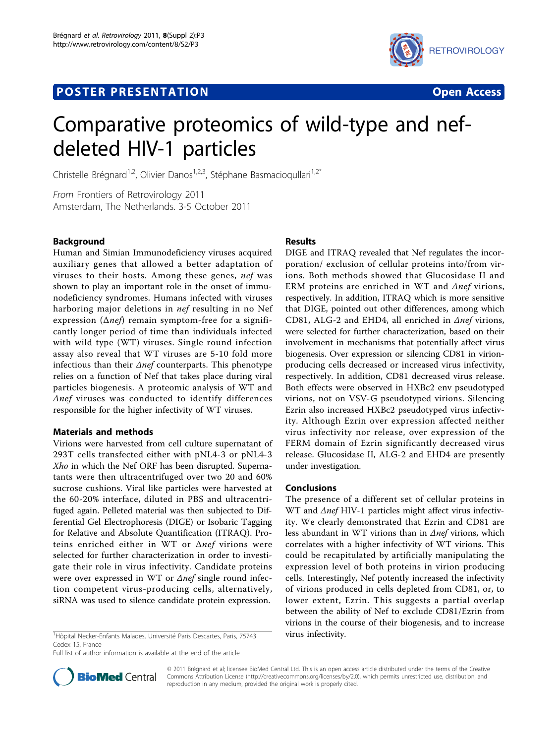POSTER PRESENTATION Open Access

# Comparative proteomics of wild-type and nef-deleted HIV-1 particles

Christelle Brégnard[1,2], Olivier Danos[1,2,3], Stéphane Basmacioqullari[1,2*]

*From* Frontiers of Retrovirology 2011
Amsterdam, The Netherlands. 3-5 October 2011

## Background

Human and Simian Immunodeficiency viruses acquired auxiliary genes that allowed a better adaptation of viruses to their hosts. Among these genes, *nef* was shown to play an important role in the onset of immunodeficiency syndromes. Humans infected with viruses harboring major deletions in *nef* resulting in no Nef expression (*Δnef*) remain symptom-free for a significantly longer period of time than individuals infected with wild type (WT) viruses. Single round infection assay also reveal that WT viruses are 5-10 fold more infectious than their *Δnef* counterparts. This phenotype relies on a function of Nef that takes place during viral particles biogenesis. A proteomic analysis of WT and *Δnef* viruses was conducted to identify differences responsible for the higher infectivity of WT viruses.

## Materials and methods

Virions were harvested from cell culture supernatant of 293T cells transfected either with pNL4-3 or pNL4-3 *Xho* in which the Nef ORF has been disrupted. Supernatants were then ultracentrifuged over two 20 and 60% sucrose cushions. Viral like particles were harvested at the 60-20% interface, diluted in PBS and ultracentrifuged again. Pelleted material was then subjected to Differential Gel Electrophoresis (DIGE) or Isobaric Tagging for Relative and Absolute Quantification (ITRAQ). Proteins enriched either in WT or Δ*nef* virions were selected for further characterization in order to investigate their role in virus infectivity. Candidate proteins were over expressed in WT or *Δnef* single round infection competent virus-producing cells, alternatively, siRNA was used to silence candidate protein expression.

## Results

DIGE and ITRAQ revealed that Nef regulates the incorporation/ exclusion of cellular proteins into/from virions. Both methods showed that Glucosidase II and ERM proteins are enriched in WT and *Δnef* virions, respectively. In addition, ITRAQ which is more sensitive that DIGE, pointed out other differences, among which CD81, ALG-2 and EHD4, all enriched in *Δnef* virions, were selected for further characterization, based on their involvement in mechanisms that potentially affect virus biogenesis. Over expression or silencing CD81 in virion-producing cells decreased or increased virus infectivity, respectively. In addition, CD81 decreased virus release. Both effects were observed in HXBc2 env pseudotyped virions, not on VSV-G pseudotyped virions. Silencing Ezrin also increased HXBc2 pseudotyped virus infectivity. Although Ezrin over expression affected neither virus infectivity nor release, over expression of the FERM domain of Ezrin significantly decreased virus release. Glucosidase II, ALG-2 and EHD4 are presently under investigation.

## Conclusions

The presence of a different set of cellular proteins in WT and *Δnef* HIV-1 particles might affect virus infectivity. We clearly demonstrated that Ezrin and CD81 are less abundant in WT virions than in *Δnef* virions, which correlates with a higher infectivity of WT virions. This could be recapitulated by artificially manipulating the expression level of both proteins in virion producing cells. Interestingly, Nef potently increased the infectivity of virions produced in cells depleted from CD81, or, to lower extent, Ezrin. This suggests a partial overlap between the ability of Nef to exclude CD81/Ezrin from virions in the course of their biogenesis, and to increase virus infectivity.

[1]Hôpital Necker-Enfants Malades, Université Paris Descartes, Paris, 75743 Cedex 15, France
Full list of author information is available at the end of the article

© 2011 Brégnard et al; licensee BioMed Central Ltd. This is an open access article distributed under the terms of the Creative Commons Attribution License (http://creativecommons.org/licenses/by/2.0), which permits unrestricted use, distribution, and reproduction in any medium, provided the original work is properly cited.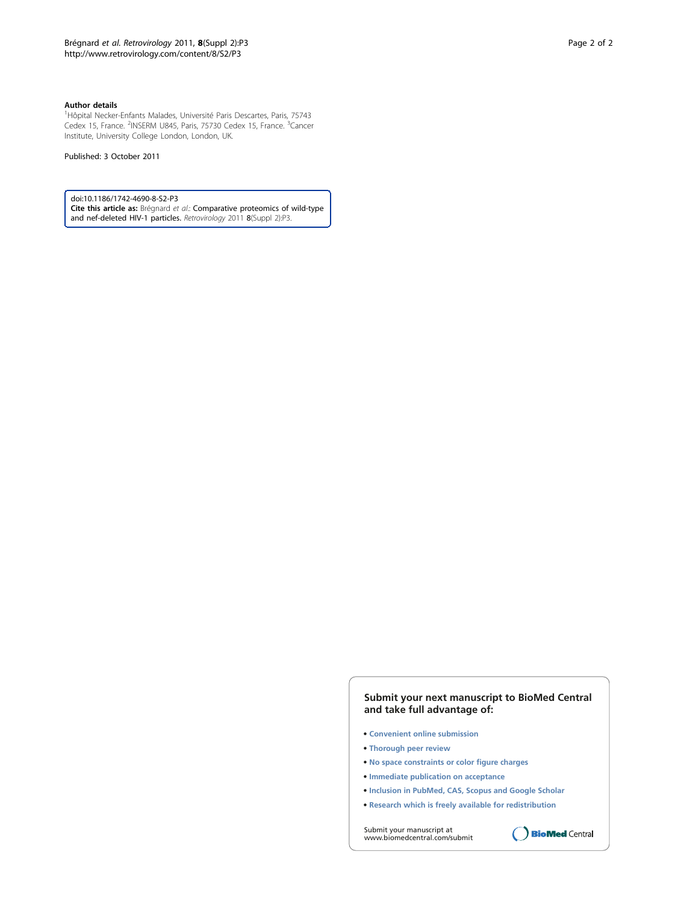#### Author details

[1]Hôpital Necker-Enfants Malades, Université Paris Descartes, Paris, 75743 Cedex 15, France. [2]INSERM U845, Paris, 75730 Cedex 15, France. [3]Cancer Institute, University College London, London, UK.

Published: 3 October 2011

doi:10.1186/1742-4690-8-S2-P3
**Cite this article as:** Brégnard *et al.*: Comparative proteomics of wild-type and nef-deleted HIV-1 particles. *Retrovirology* 2011 **8**(Suppl 2):P3.

**Submit your next manuscript to BioMed Central and take full advantage of:**

- **Convenient online submission**
- **Thorough peer review**
- **No space constraints or color figure charges**
- **Immediate publication on acceptance**
- **Inclusion in PubMed, CAS, Scopus and Google Scholar**
- **Research which is freely available for redistribution**

Submit your manuscript at
www.biomedcentral.com/submit

BioMed Central